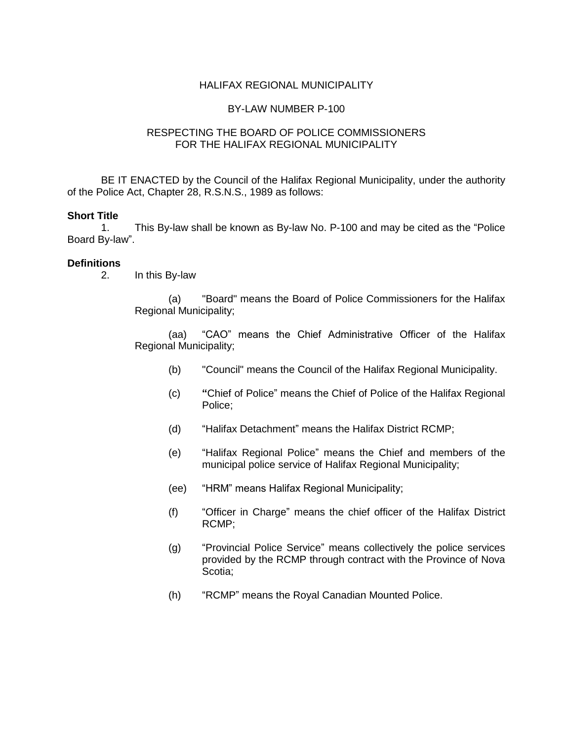HALIFAX REGIONAL MUNICIPALITY

BY-LAW NUMBER P-100

RESPECTING THE BOARD OF POLICE COMMISSIONERS
FOR THE HALIFAX REGIONAL MUNICIPALITY

BE IT ENACTED by the Council of the Halifax Regional Municipality, under the authority of the Police Act, Chapter 28, R.S.N.S., 1989 as follows:

**Short Title**

1. This By-law shall be known as By-law No. P-100 and may be cited as the "Police Board By-law".

**Definitions**

2. In this By-law

(a) "Board" means the Board of Police Commissioners for the Halifax Regional Municipality;

(aa) "CAO" means the Chief Administrative Officer of the Halifax Regional Municipality;

(b) "Council" means the Council of the Halifax Regional Municipality.

(c) "Chief of Police" means the Chief of Police of the Halifax Regional Police;

(d) "Halifax Detachment" means the Halifax District RCMP;

(e) "Halifax Regional Police" means the Chief and members of the municipal police service of Halifax Regional Municipality;

(ee) "HRM" means Halifax Regional Municipality;

(f) "Officer in Charge" means the chief officer of the Halifax District RCMP;

(g) "Provincial Police Service" means collectively the police services provided by the RCMP through contract with the Province of Nova Scotia;

(h) "RCMP" means the Royal Canadian Mounted Police.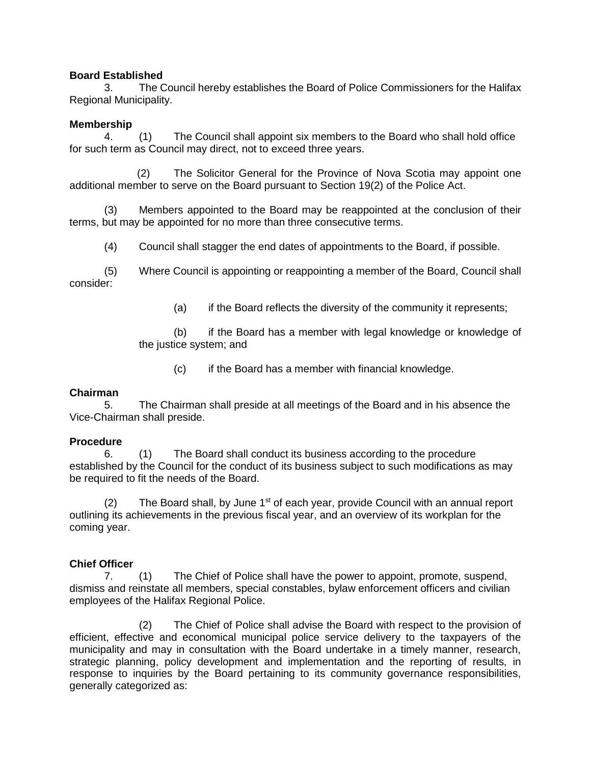**Board Established**

3. The Council hereby establishes the Board of Police Commissioners for the Halifax Regional Municipality.

**Membership**

4. (1) The Council shall appoint six members to the Board who shall hold office for such term as Council may direct, not to exceed three years.

(2) The Solicitor General for the Province of Nova Scotia may appoint one additional member to serve on the Board pursuant to Section 19(2) of the Police Act.

(3) Members appointed to the Board may be reappointed at the conclusion of their terms, but may be appointed for no more than three consecutive terms.

(4) Council shall stagger the end dates of appointments to the Board, if possible.

(5) Where Council is appointing or reappointing a member of the Board, Council shall consider:

(a) if the Board reflects the diversity of the community it represents;

(b) if the Board has a member with legal knowledge or knowledge of the justice system; and

(c) if the Board has a member with financial knowledge.

**Chairman**

5. The Chairman shall preside at all meetings of the Board and in his absence the Vice-Chairman shall preside.

**Procedure**

6. (1) The Board shall conduct its business according to the procedure established by the Council for the conduct of its business subject to such modifications as may be required to fit the needs of the Board.

(2) The Board shall, by June 1st of each year, provide Council with an annual report outlining its achievements in the previous fiscal year, and an overview of its workplan for the coming year.

**Chief Officer**

7. (1) The Chief of Police shall have the power to appoint, promote, suspend, dismiss and reinstate all members, special constables, bylaw enforcement officers and civilian employees of the Halifax Regional Police.

(2) The Chief of Police shall advise the Board with respect to the provision of efficient, effective and economical municipal police service delivery to the taxpayers of the municipality and may in consultation with the Board undertake in a timely manner, research, strategic planning, policy development and implementation and the reporting of results, in response to inquiries by the Board pertaining to its community governance responsibilities, generally categorized as: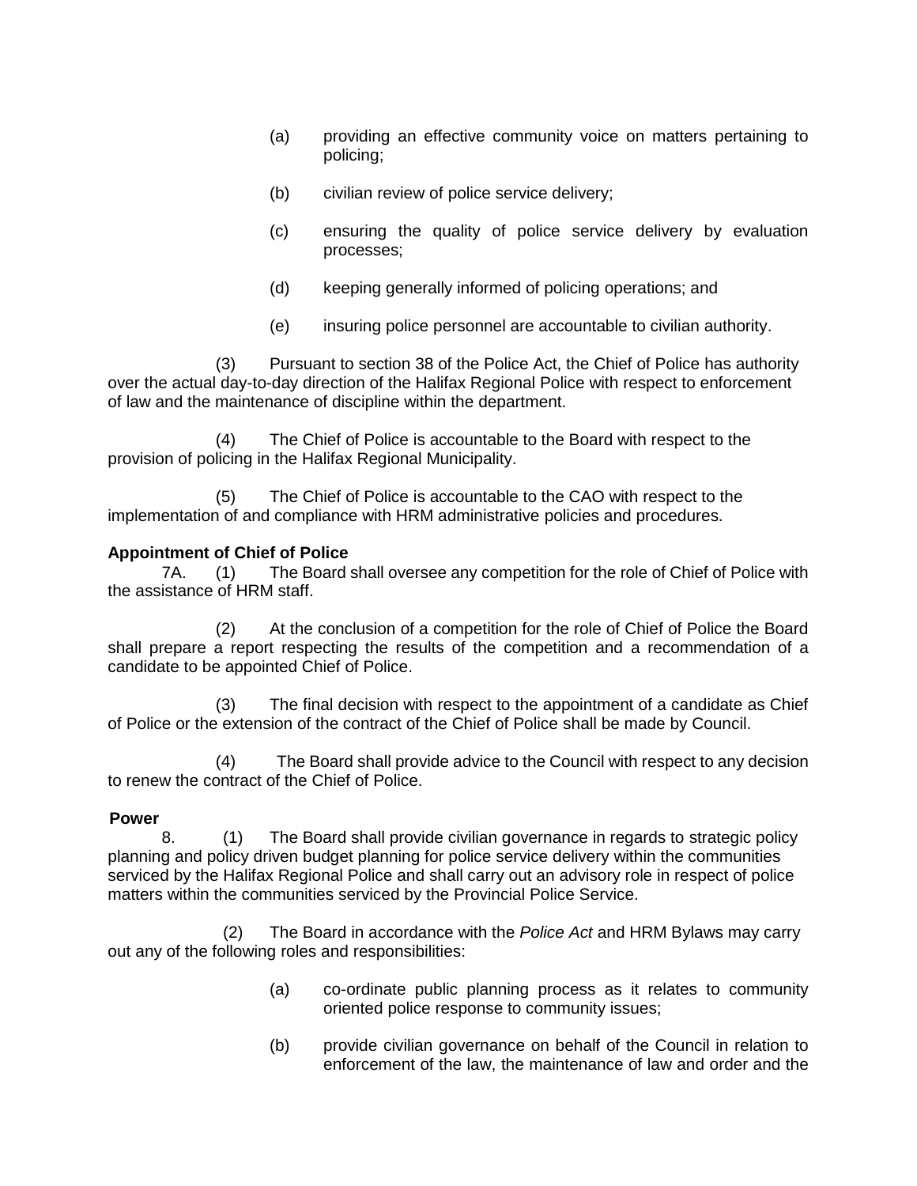(a) providing an effective community voice on matters pertaining to policing;

(b) civilian review of police service delivery;

(c) ensuring the quality of police service delivery by evaluation processes;

(d) keeping generally informed of policing operations; and

(e) insuring police personnel are accountable to civilian authority.

(3) Pursuant to section 38 of the Police Act, the Chief of Police has authority over the actual day-to-day direction of the Halifax Regional Police with respect to enforcement of law and the maintenance of discipline within the department.

(4) The Chief of Police is accountable to the Board with respect to the provision of policing in the Halifax Regional Municipality.

(5) The Chief of Police is accountable to the CAO with respect to the implementation of and compliance with HRM administrative policies and procedures.

**Appointment of Chief of Police**

7A. (1) The Board shall oversee any competition for the role of Chief of Police with the assistance of HRM staff.

(2) At the conclusion of a competition for the role of Chief of Police the Board shall prepare a report respecting the results of the competition and a recommendation of a candidate to be appointed Chief of Police.

(3) The final decision with respect to the appointment of a candidate as Chief of Police or the extension of the contract of the Chief of Police shall be made by Council.

(4) The Board shall provide advice to the Council with respect to any decision to renew the contract of the Chief of Police.

**Power**

8. (1) The Board shall provide civilian governance in regards to strategic policy planning and policy driven budget planning for police service delivery within the communities serviced by the Halifax Regional Police and shall carry out an advisory role in respect of police matters within the communities serviced by the Provincial Police Service.

(2) The Board in accordance with the *Police Act* and HRM Bylaws may carry out any of the following roles and responsibilities:

(a) co-ordinate public planning process as it relates to community oriented police response to community issues;

(b) provide civilian governance on behalf of the Council in relation to enforcement of the law, the maintenance of law and order and the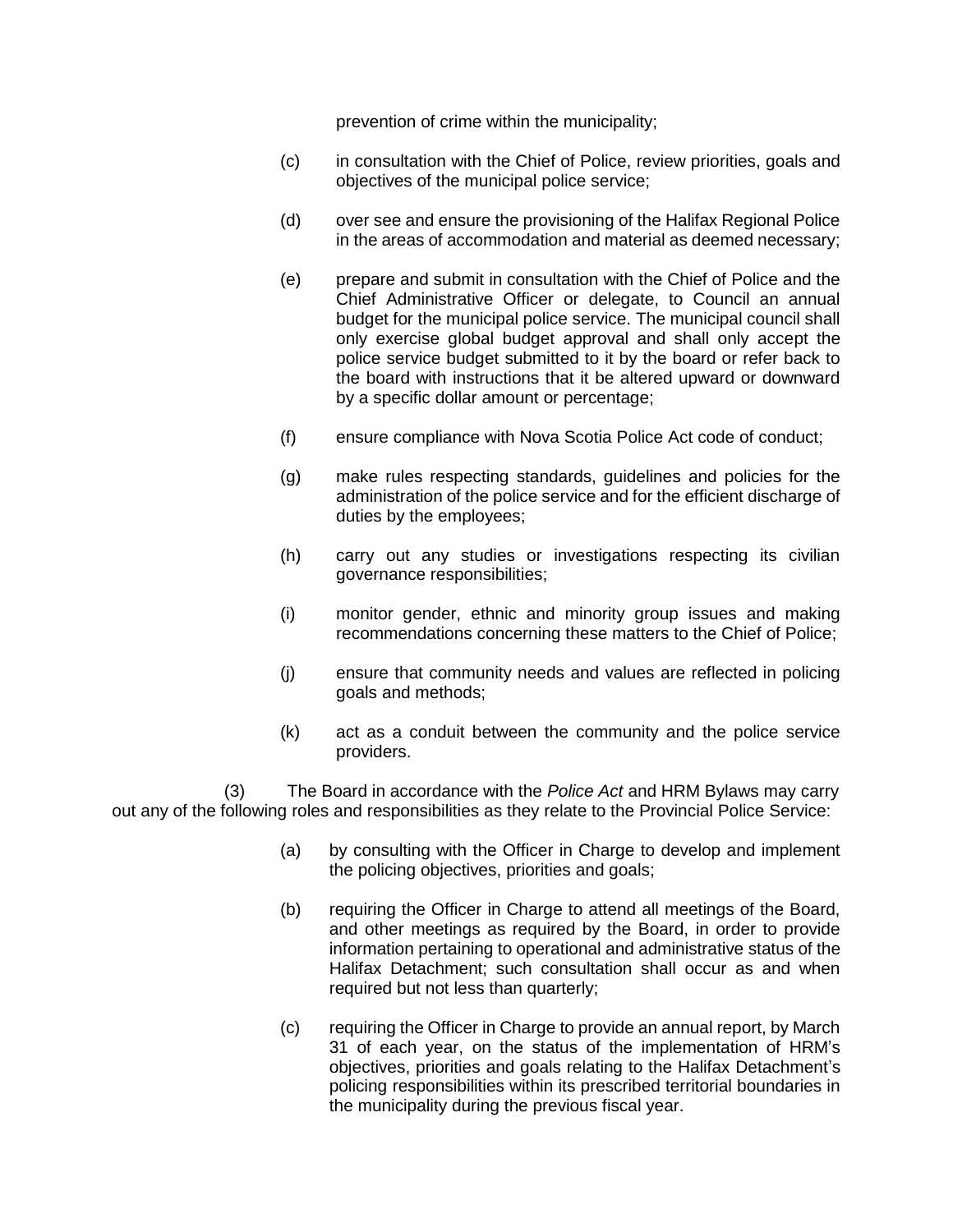prevention of crime within the municipality;

(c) in consultation with the Chief of Police, review priorities, goals and objectives of the municipal police service;

(d) over see and ensure the provisioning of the Halifax Regional Police in the areas of accommodation and material as deemed necessary;

(e) prepare and submit in consultation with the Chief of Police and the Chief Administrative Officer or delegate, to Council an annual budget for the municipal police service. The municipal council shall only exercise global budget approval and shall only accept the police service budget submitted to it by the board or refer back to the board with instructions that it be altered upward or downward by a specific dollar amount or percentage;

(f) ensure compliance with Nova Scotia Police Act code of conduct;

(g) make rules respecting standards, guidelines and policies for the administration of the police service and for the efficient discharge of duties by the employees;

(h) carry out any studies or investigations respecting its civilian governance responsibilities;

(i) monitor gender, ethnic and minority group issues and making recommendations concerning these matters to the Chief of Police;

(j) ensure that community needs and values are reflected in policing goals and methods;

(k) act as a conduit between the community and the police service providers.

(3) The Board in accordance with the *Police Act* and HRM Bylaws may carry out any of the following roles and responsibilities as they relate to the Provincial Police Service:

(a) by consulting with the Officer in Charge to develop and implement the policing objectives, priorities and goals;

(b) requiring the Officer in Charge to attend all meetings of the Board, and other meetings as required by the Board, in order to provide information pertaining to operational and administrative status of the Halifax Detachment; such consultation shall occur as and when required but not less than quarterly;

(c) requiring the Officer in Charge to provide an annual report, by March 31 of each year, on the status of the implementation of HRM's objectives, priorities and goals relating to the Halifax Detachment's policing responsibilities within its prescribed territorial boundaries in the municipality during the previous fiscal year.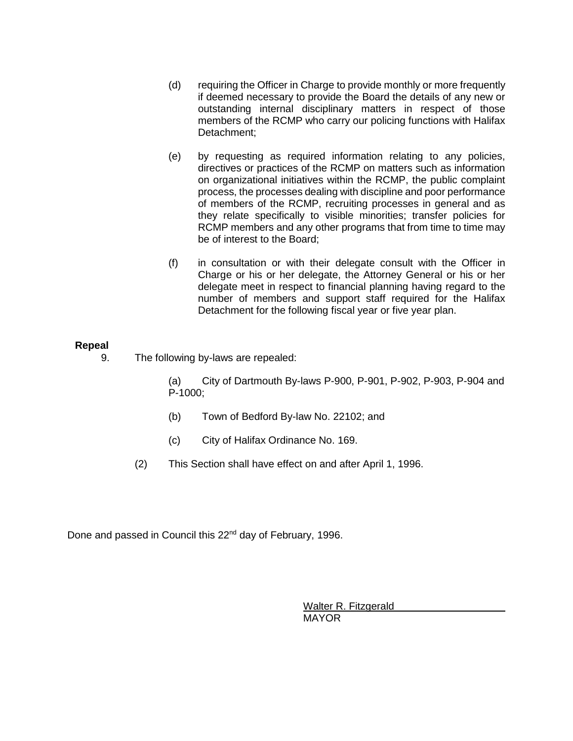(d) requiring the Officer in Charge to provide monthly or more frequently if deemed necessary to provide the Board the details of any new or outstanding internal disciplinary matters in respect of those members of the RCMP who carry our policing functions with Halifax Detachment;

(e) by requesting as required information relating to any policies, directives or practices of the RCMP on matters such as information on organizational initiatives within the RCMP, the public complaint process, the processes dealing with discipline and poor performance of members of the RCMP, recruiting processes in general and as they relate specifically to visible minorities; transfer policies for RCMP members and any other programs that from time to time may be of interest to the Board;

(f) in consultation or with their delegate consult with the Officer in Charge or his or her delegate, the Attorney General or his or her delegate meet in respect to financial planning having regard to the number of members and support staff required for the Halifax Detachment for the following fiscal year or five year plan.

**Repeal**

9. The following by-laws are repealed:

(a) City of Dartmouth By-laws P-900, P-901, P-902, P-903, P-904 and P-1000;

(b) Town of Bedford By-law No. 22102; and

(c) City of Halifax Ordinance No. 169.

(2) This Section shall have effect on and after April 1, 1996.

Done and passed in Council this 22nd day of February, 1996.

Walter R. Fitzgerald
MAYOR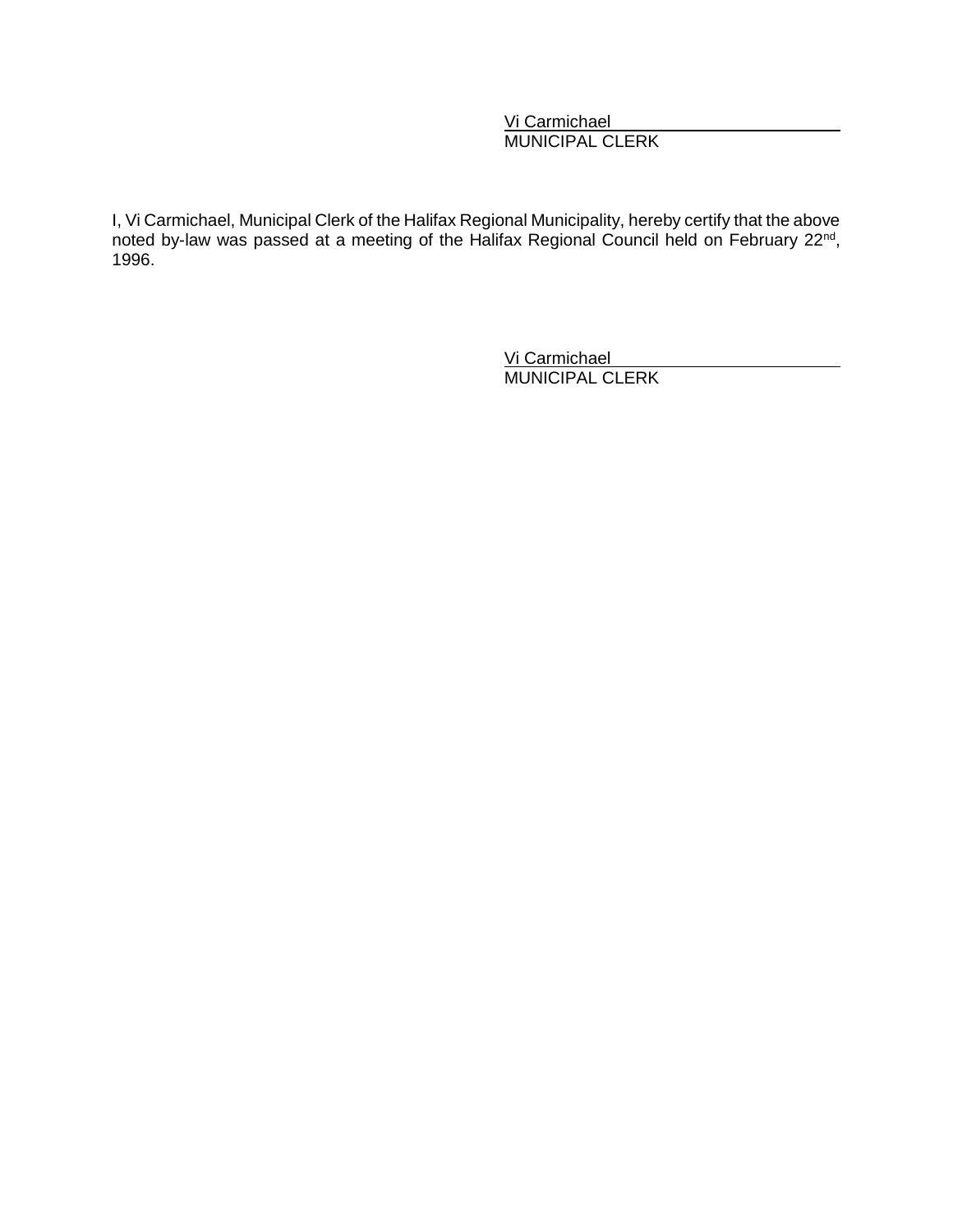Vi Carmichael
MUNICIPAL CLERK

I, Vi Carmichael, Municipal Clerk of the Halifax Regional Municipality, hereby certify that the above noted by-law was passed at a meeting of the Halifax Regional Council held on February 22nd, 1996.

Vi Carmichael
MUNICIPAL CLERK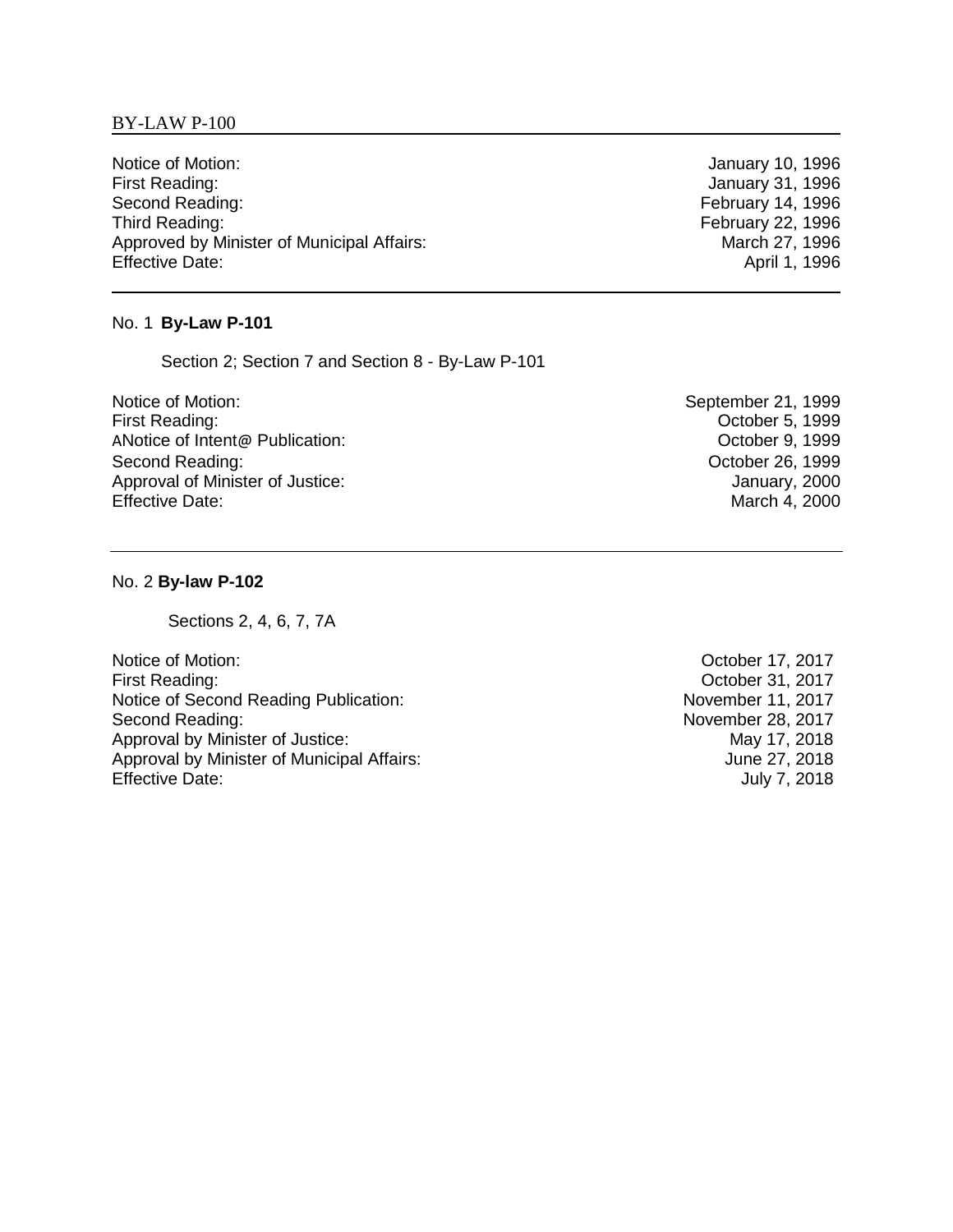BY-LAW P-100

| | |
|---|---|
| Notice of Motion: | January 10, 1996 |
| First Reading: | January 31, 1996 |
| Second Reading: | February 14, 1996 |
| Third Reading: | February 22, 1996 |
| Approved by Minister of Municipal Affairs: | March 27, 1996 |
| Effective Date: | April 1, 1996 |

---

No. 1 **By-Law P-101**

Section 2; Section 7 and Section 8 - By-Law P-101

| | |
|---|---|
| Notice of Motion: | September 21, 1999 |
| First Reading: | October 5, 1999 |
| ANotice of Intent@ Publication: | October 9, 1999 |
| Second Reading: | October 26, 1999 |
| Approval of Minister of Justice: | January, 2000 |
| Effective Date: | March 4, 2000 |

---

No. 2 **By-law P-102**

Sections 2, 4, 6, 7, 7A

| | |
|---|---|
| Notice of Motion: | October 17, 2017 |
| First Reading: | October 31, 2017 |
| Notice of Second Reading Publication: | November 11, 2017 |
| Second Reading: | November 28, 2017 |
| Approval by Minister of Justice: | May 17, 2018 |
| Approval by Minister of Municipal Affairs: | June 27, 2018 |
| Effective Date: | July 7, 2018 |